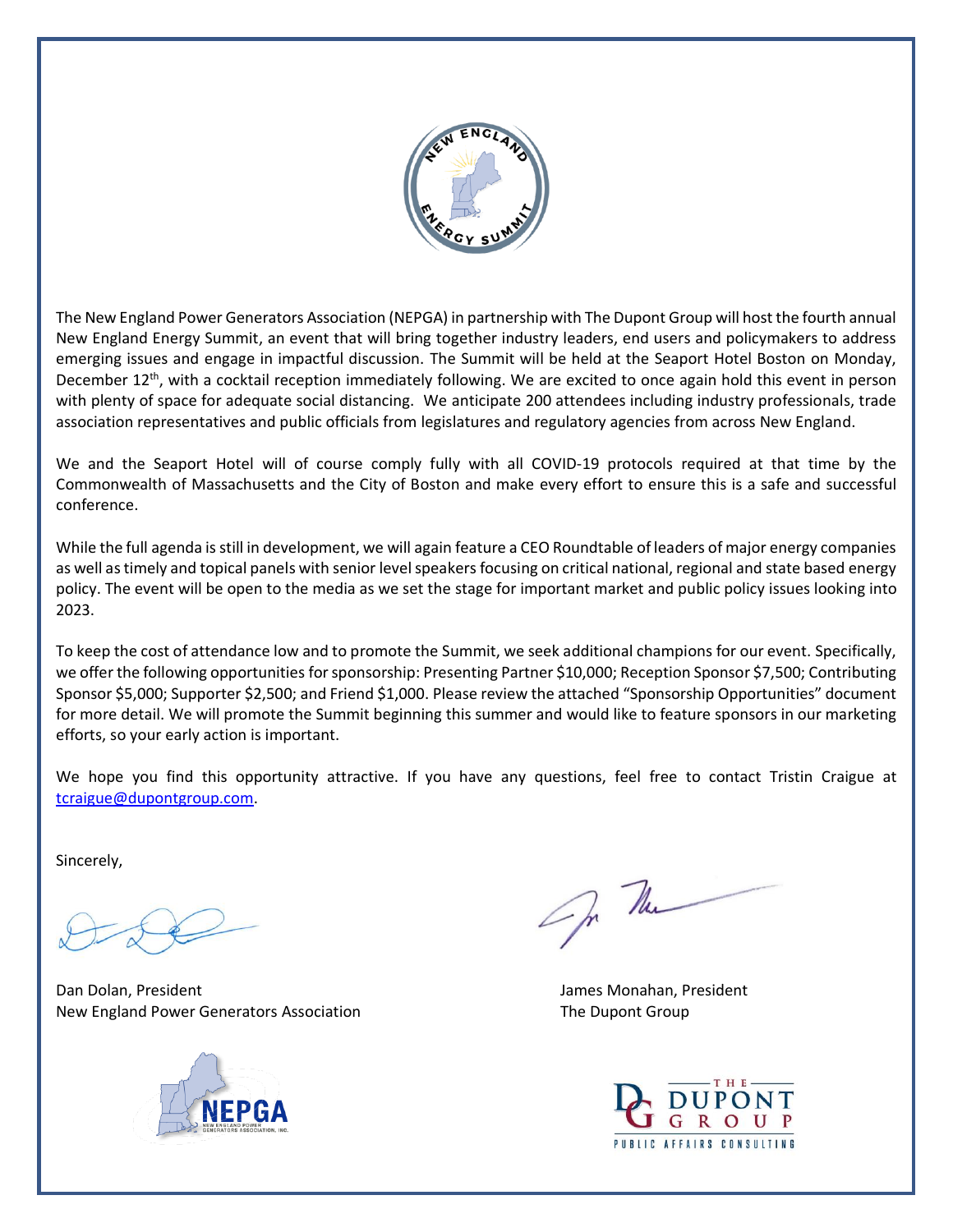The New England Power Generators Association (NEPGA) in partnership with The Dupont Group will host the fourth annual New England Energy Summit, an event that will bring together industry leaders, end users and policymakers to address emerging issues and engage in impactful discussion. The Summit will be held at the Seaport Hotel Boston on Monday, December 12th, with a cocktail reception immediately following. We are excited to once again hold this event in person with plenty of space for adequate social distancing. We anticipate 200 attendees including industry professionals, trade association representatives and public officials from legislatures and regulatory agencies from across New England.

We and the Seaport Hotel will of course comply fully with all COVID-19 protocols required at that time by the Commonwealth of Massachusetts and the City of Boston and make every effort to ensure this is a safe and successful conference.

While the full agenda is still in development, we will again feature a CEO Roundtable of leaders of major energy companies as well as timely and topical panels with senior level speakers focusing on critical national, regional and state based energy policy. The event will be open to the media as we set the stage for important market and public policy issues looking into 2023.

To keep the cost of attendance low and to promote the Summit, we seek additional champions for our event. Specifically, we offer the following opportunities for sponsorship: Presenting Partner $10,000; Reception Sponsor $7,500; Contributing Sponsor $5,000; Supporter $2,500; and Friend $1,000. Please review the attached "Sponsorship Opportunities" document for more detail. We will promote the Summit beginning this summer and would like to feature sponsors in our marketing efforts, so your early action is important.

We hope you find this opportunity attractive. If you have any questions, feel free to contact Tristin Craigue at tcraigue@dupontgroup.com.

Sincerely,

Dan Dolan, President
New England Power Generators Association

James Monahan, President
The Dupont Group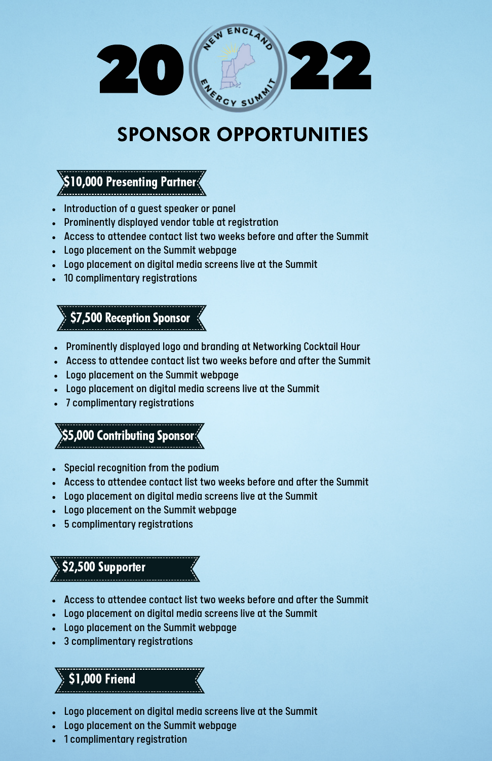# 2022 New England Energy Summit

## SPONSOR OPPORTUNITIES

### $10,000 Presenting Partner

- Introduction of a guest speaker or panel
- Prominently displayed vendor table at registration
- Access to attendee contact list two weeks before and after the Summit
- Logo placement on the Summit webpage
- Logo placement on digital media screens live at the Summit
- 10 complimentary registrations

### $7,500 Reception Sponsor

- Prominently displayed logo and branding at Networking Cocktail Hour
- Access to attendee contact list two weeks before and after the Summit
- Logo placement on the Summit webpage
- Logo placement on digital media screens live at the Summit
- 7 complimentary registrations

### $5,000 Contributing Sponsor

- Special recognition from the podium
- Access to attendee contact list two weeks before and after the Summit
- Logo placement on digital media screens live at the Summit
- Logo placement on the Summit webpage
- 5 complimentary registrations

### $2,500 Supporter

- Access to attendee contact list two weeks before and after the Summit
- Logo placement on digital media screens live at the Summit
- Logo placement on the Summit webpage
- 3 complimentary registrations

### $1,000 Friend

- Logo placement on digital media screens live at the Summit
- Logo placement on the Summit webpage
- 1 complimentary registration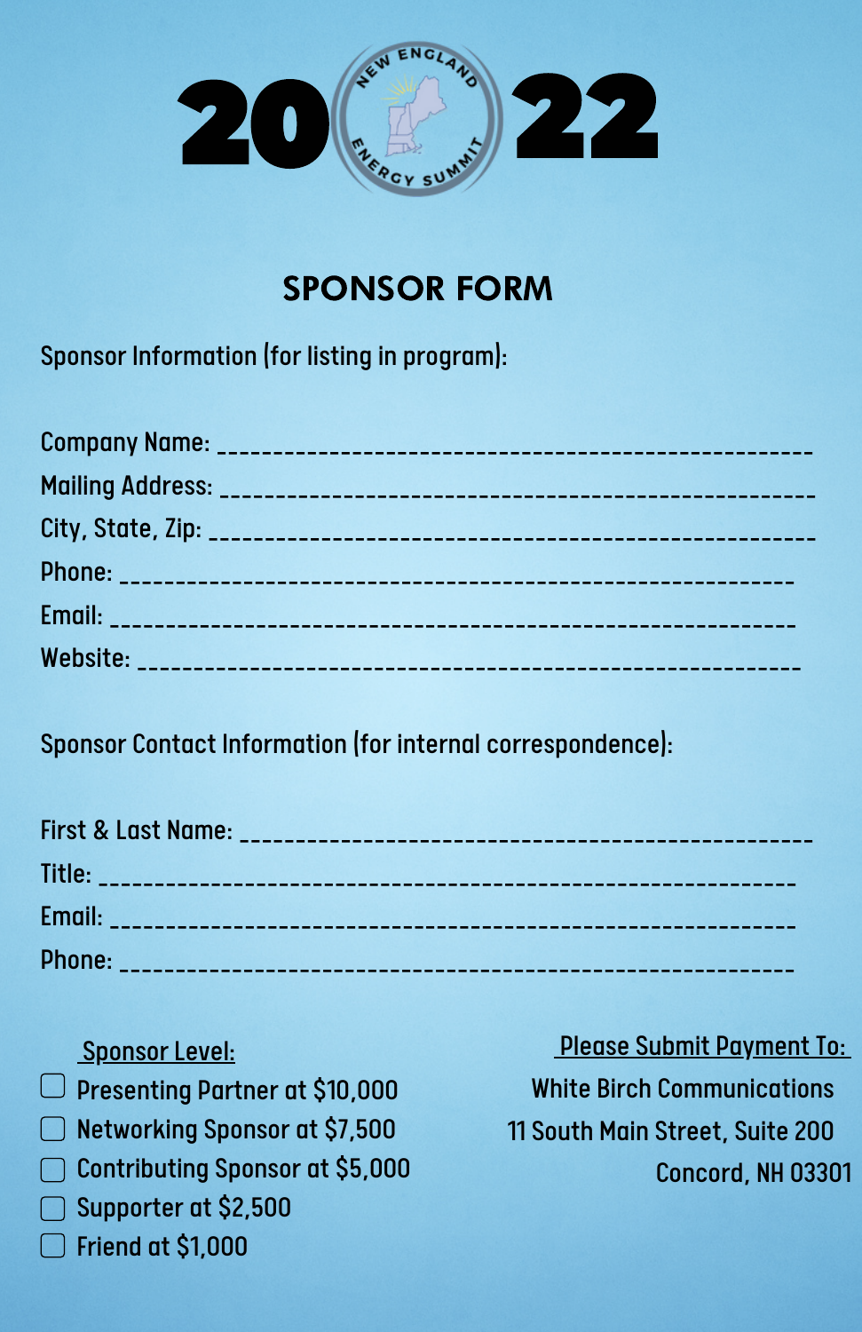# 2022

NEW ENGLAND ENERGY SUMMIT

## SPONSOR FORM

Sponsor Information (for listing in program):

Company Name: ___________________________________________________

Mailing Address: _________________________________________________

City, State, Zip: _________________________________________________

Phone: _________________________________________________________

Email: __________________________________________________________

Website: ________________________________________________________

Sponsor Contact Information (for internal correspondence):

First & Last Name: _______________________________________________

Title: ___________________________________________________________

Email: __________________________________________________________

Phone: _________________________________________________________

**Sponsor Level:**

- ☐ Presenting Partner at $10,000
- ☐ Networking Sponsor at $7,500
- ☐ Contributing Sponsor at $5,000
- ☐ Supporter at $2,500
- ☐ Friend at $1,000

**Please Submit Payment To:**

White Birch Communications
11 South Main Street, Suite 200
Concord, NH 03301